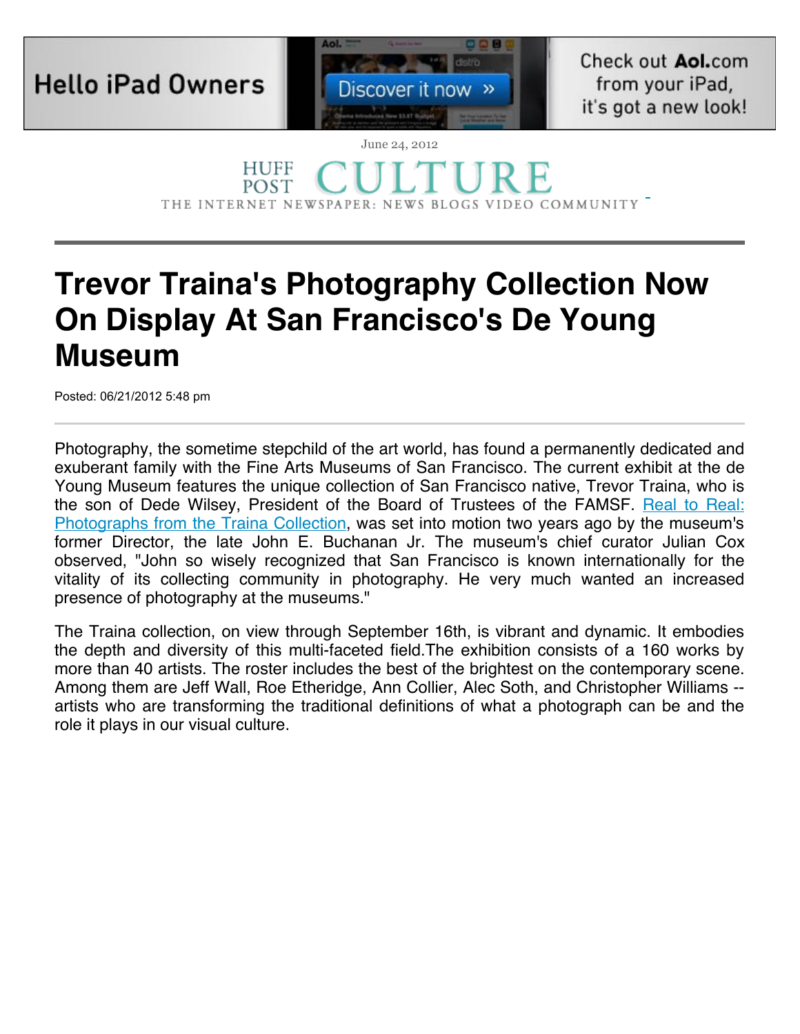June 24, 2012

HUFF POST CULTURE

THE INTERNET NEWSPAPER: NEWS BLOGS VIDEO COMMUNITY

# Trevor Traina's Photography Collection Now On Display At San Francisco's De Young Museum

Posted: 06/21/2012 5:48 pm

Photography, the sometime stepchild of the art world, has found a permanently dedicated and exuberant family with the Fine Arts Museums of San Francisco. The current exhibit at the de Young Museum features the unique collection of San Francisco native, Trevor Traina, who is the son of Dede Wilsey, President of the Board of Trustees of the FAMSF. Real to Real: Photographs from the Traina Collection, was set into motion two years ago by the museum's former Director, the late John E. Buchanan Jr. The museum's chief curator Julian Cox observed, "John so wisely recognized that San Francisco is known internationally for the vitality of its collecting community in photography. He very much wanted an increased presence of photography at the museums."

The Traina collection, on view through September 16th, is vibrant and dynamic. It embodies the depth and diversity of this multi-faceted field.The exhibition consists of a 160 works by more than 40 artists. The roster includes the best of the brightest on the contemporary scene. Among them are Jeff Wall, Roe Etheridge, Ann Collier, Alec Soth, and Christopher Williams -- artists who are transforming the traditional definitions of what a photograph can be and the role it plays in our visual culture.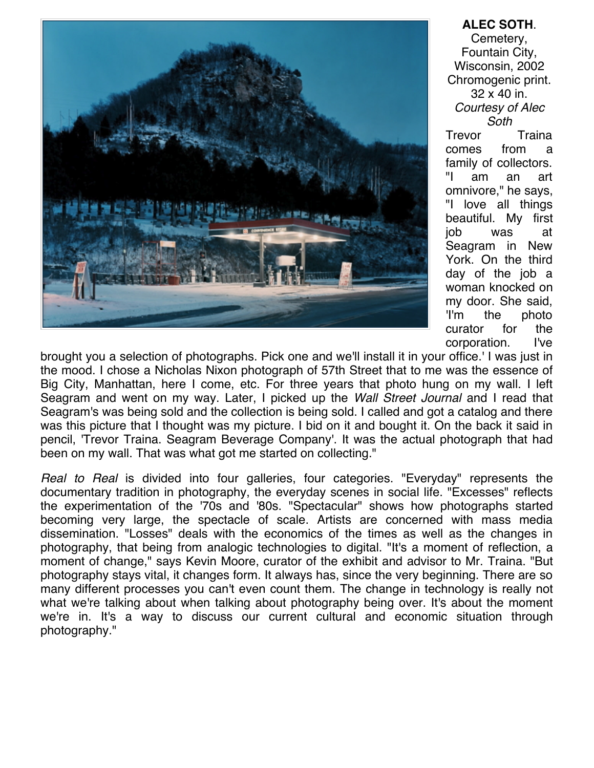**ALEC SOTH**. Cemetery, Fountain City, Wisconsin, 2002 Chromogenic print. 32 x 40 in. *Courtesy of Alec Soth*

Trevor Traina comes from a family of collectors. "I am an art omnivore," he says, "I love all things beautiful. My first job was at Seagram in New York. On the third day of the job a woman knocked on my door. She said, 'I'm the photo curator for the corporation. I've brought you a selection of photographs. Pick one and we'll install it in your office.' I was just in the mood. I chose a Nicholas Nixon photograph of 57th Street that to me was the essence of Big City, Manhattan, here I come, etc. For three years that photo hung on my wall. I left Seagram and went on my way. Later, I picked up the *Wall Street Journal* and I read that Seagram's was being sold and the collection is being sold. I called and got a catalog and there was this picture that I thought was my picture. I bid on it and bought it. On the back it said in pencil, 'Trevor Traina. Seagram Beverage Company'. It was the actual photograph that had been on my wall. That was what got me started on collecting."

*Real to Real* is divided into four galleries, four categories. "Everyday" represents the documentary tradition in photography, the everyday scenes in social life. "Excesses" reflects the experimentation of the '70s and '80s. "Spectacular" shows how photographs started becoming very large, the spectacle of scale. Artists are concerned with mass media dissemination. "Losses" deals with the economics of the times as well as the changes in photography, that being from analogic technologies to digital. "It's a moment of reflection, a moment of change," says Kevin Moore, curator of the exhibit and advisor to Mr. Traina. "But photography stays vital, it changes form. It always has, since the very beginning. There are so many different processes you can't even count them. The change in technology is really not what we're talking about when talking about photography being over. It's about the moment we're in. It's a way to discuss our current cultural and economic situation through photography."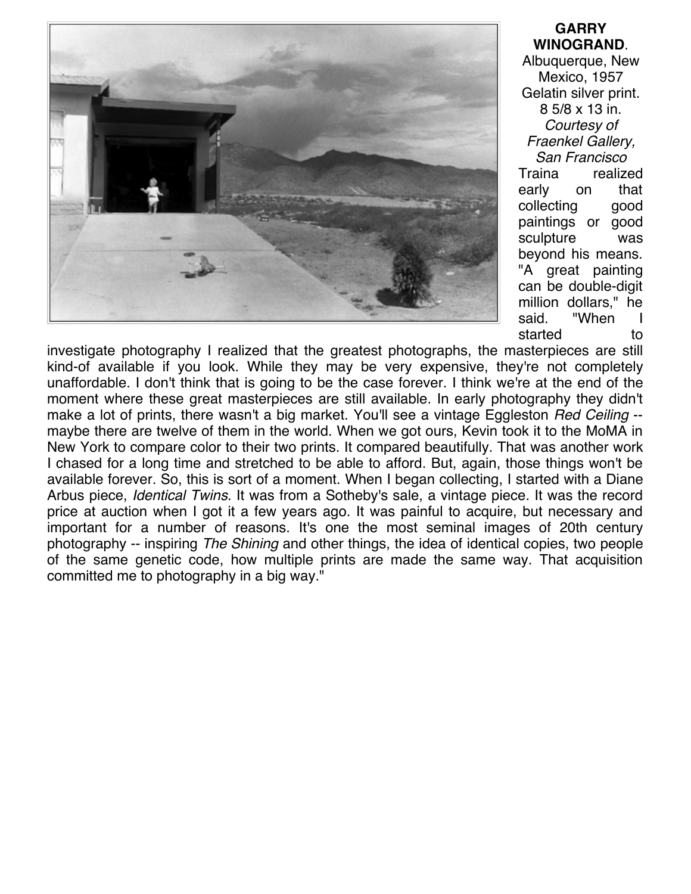**GARRY WINOGRAND**. Albuquerque, New Mexico, 1957
Gelatin silver print. 8 5/8 x 13 in.
*Courtesy of Fraenkel Gallery, San Francisco*

Traina realized early on that collecting good paintings or good sculpture was beyond his means. "A great painting can be double-digit million dollars," he said. "When I started to investigate photography I realized that the greatest photographs, the masterpieces are still kind-of available if you look. While they may be very expensive, they're not completely unaffordable. I don't think that is going to be the case forever. I think we're at the end of the moment where these great masterpieces are still available. In early photography they didn't make a lot of prints, there wasn't a big market. You'll see a vintage Eggleston *Red Ceiling* -- maybe there are twelve of them in the world. When we got ours, Kevin took it to the MoMA in New York to compare color to their two prints. It compared beautifully. That was another work I chased for a long time and stretched to be able to afford. But, again, those things won't be available forever. So, this is sort of a moment. When I began collecting, I started with a Diane Arbus piece, *Identical Twins*. It was from a Sotheby's sale, a vintage piece. It was the record price at auction when I got it a few years ago. It was painful to acquire, but necessary and important for a number of reasons. It's one the most seminal images of 20th century photography -- inspiring *The Shining* and other things, the idea of identical copies, two people of the same genetic code, how multiple prints are made the same way. That acquisition committed me to photography in a big way."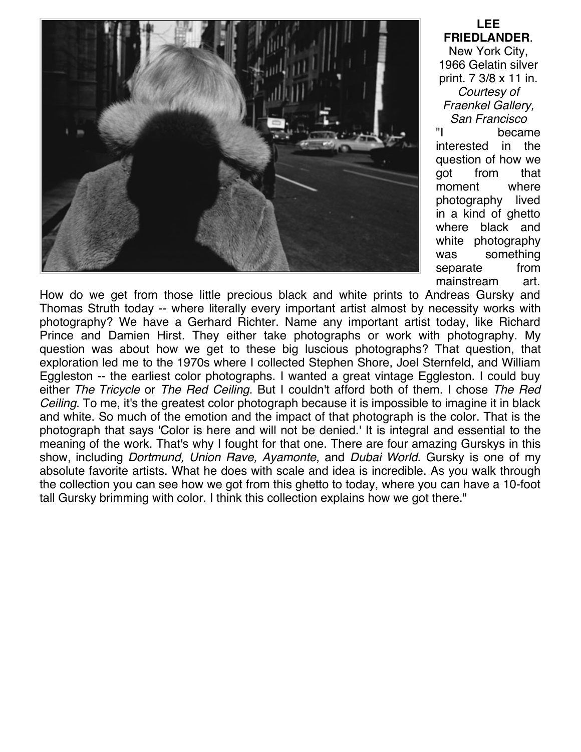**LEE FRIEDLANDER**. New York City, 1966 Gelatin silver print. 7 3/8 x 11 in. *Courtesy of Fraenkel Gallery, San Francisco*

"I became interested in the question of how we got from that moment where photography lived in a kind of ghetto where black and white photography was something separate from mainstream art. How do we get from those little precious black and white prints to Andreas Gursky and Thomas Struth today -- where literally every important artist almost by necessity works with photography? We have a Gerhard Richter. Name any important artist today, like Richard Prince and Damien Hirst. They either take photographs or work with photography. My question was about how we get to these big luscious photographs? That question, that exploration led me to the 1970s where I collected Stephen Shore, Joel Sternfeld, and William Eggleston -- the earliest color photographs. I wanted a great vintage Eggleston. I could buy either *The Tricycle* or *The Red Ceiling*. But I couldn't afford both of them. I chose *The Red Ceiling*. To me, it's the greatest color photograph because it is impossible to imagine it in black and white. So much of the emotion and the impact of that photograph is the color. That is the photograph that says 'Color is here and will not be denied.' It is integral and essential to the meaning of the work. That's why I fought for that one. There are four amazing Gurskys in this show, including *Dortmund, Union Rave, Ayamonte*, and *Dubai World*. Gursky is one of my absolute favorite artists. What he does with scale and idea is incredible. As you walk through the collection you can see how we got from this ghetto to today, where you can have a 10-foot tall Gursky brimming with color. I think this collection explains how we got there."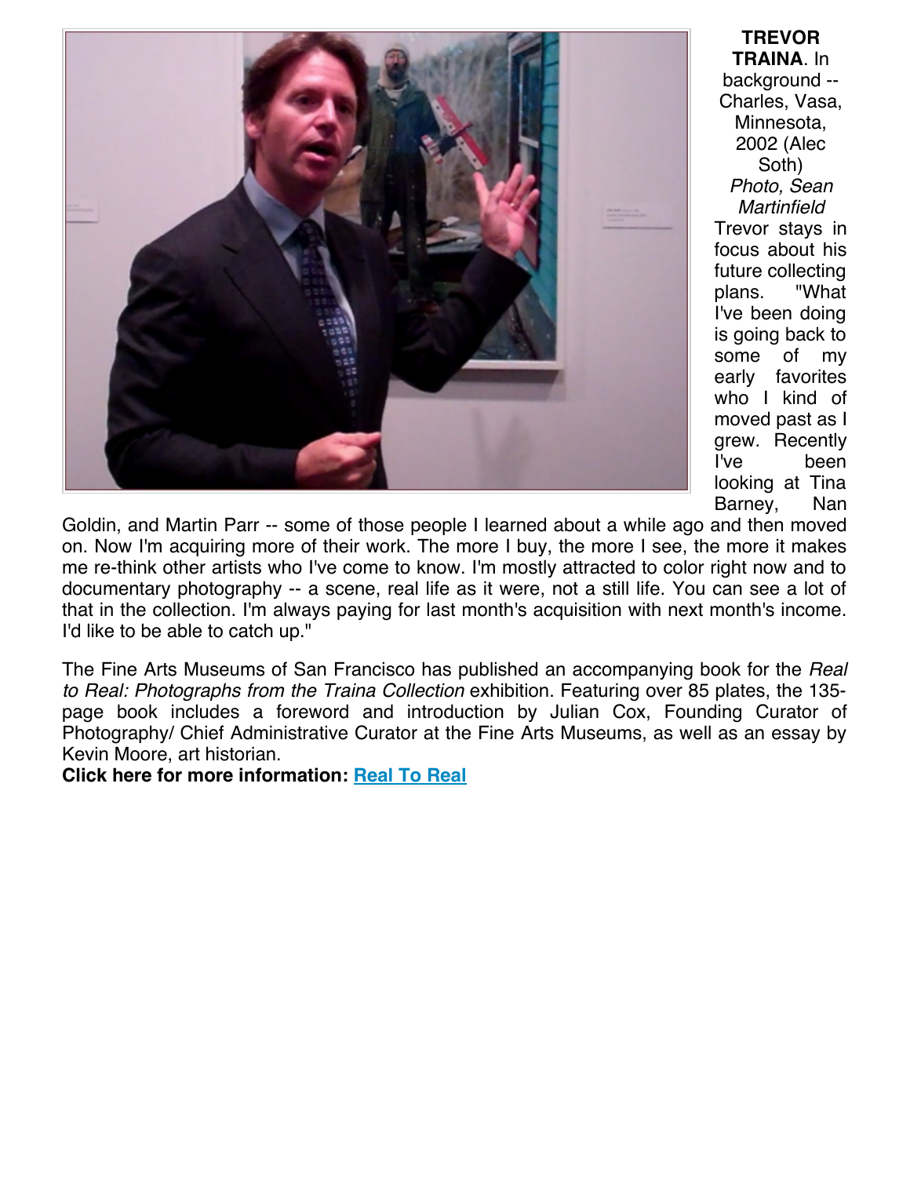**TREVOR TRAINA**. In background -- Charles, Vasa, Minnesota, 2002 (Alec Soth)
*Photo, Sean Martinfield*

Trevor stays in focus about his future collecting plans. "What I've been doing is going back to some of my early favorites who I kind of moved past as I grew. Recently I've been looking at Tina Barney, Nan Goldin, and Martin Parr -- some of those people I learned about a while ago and then moved on. Now I'm acquiring more of their work. The more I buy, the more I see, the more it makes me re-think other artists who I've come to know. I'm mostly attracted to color right now and to documentary photography -- a scene, real life as it were, not a still life. You can see a lot of that in the collection. I'm always paying for last month's acquisition with next month's income. I'd like to be able to catch up."

The Fine Arts Museums of San Francisco has published an accompanying book for the *Real to Real: Photographs from the Traina Collection* exhibition. Featuring over 85 plates, the 135-page book includes a foreword and introduction by Julian Cox, Founding Curator of Photography/ Chief Administrative Curator at the Fine Arts Museums, as well as an essay by Kevin Moore, art historian.

**Click here for more information: Real To Real**